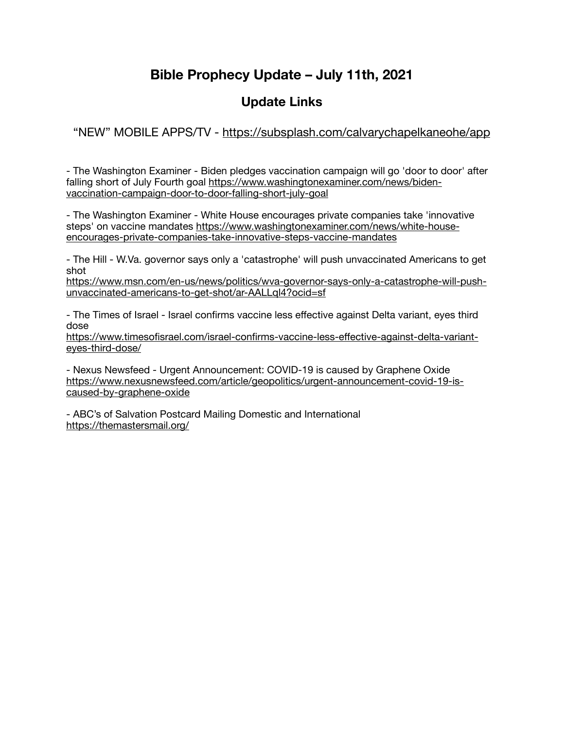# Bible Prophecy Update – July 11th, 2021

## Update Links

"NEW" MOBILE APPS/TV - https://subsplash.com/calvarychapelkaneohe/app

- The Washington Examiner - Biden pledges vaccination campaign will go 'door to door' after falling short of July Fourth goal https://www.washingtonexaminer.com/news/biden-vaccination-campaign-door-to-door-falling-short-july-goal

- The Washington Examiner - White House encourages private companies take 'innovative steps' on vaccine mandates https://www.washingtonexaminer.com/news/white-house-encourages-private-companies-take-innovative-steps-vaccine-mandates

- The Hill - W.Va. governor says only a 'catastrophe' will push unvaccinated Americans to get shot
https://www.msn.com/en-us/news/politics/wva-governor-says-only-a-catastrophe-will-push-unvaccinated-americans-to-get-shot/ar-AALLql4?ocid=sf

- The Times of Israel - Israel confirms vaccine less effective against Delta variant, eyes third dose
https://www.timesofisrael.com/israel-confirms-vaccine-less-effective-against-delta-variant-eyes-third-dose/

- Nexus Newsfeed - Urgent Announcement: COVID-19 is caused by Graphene Oxide
https://www.nexusnewsfeed.com/article/geopolitics/urgent-announcement-covid-19-is-caused-by-graphene-oxide

- ABC's of Salvation Postcard Mailing Domestic and International
https://themastersmail.org/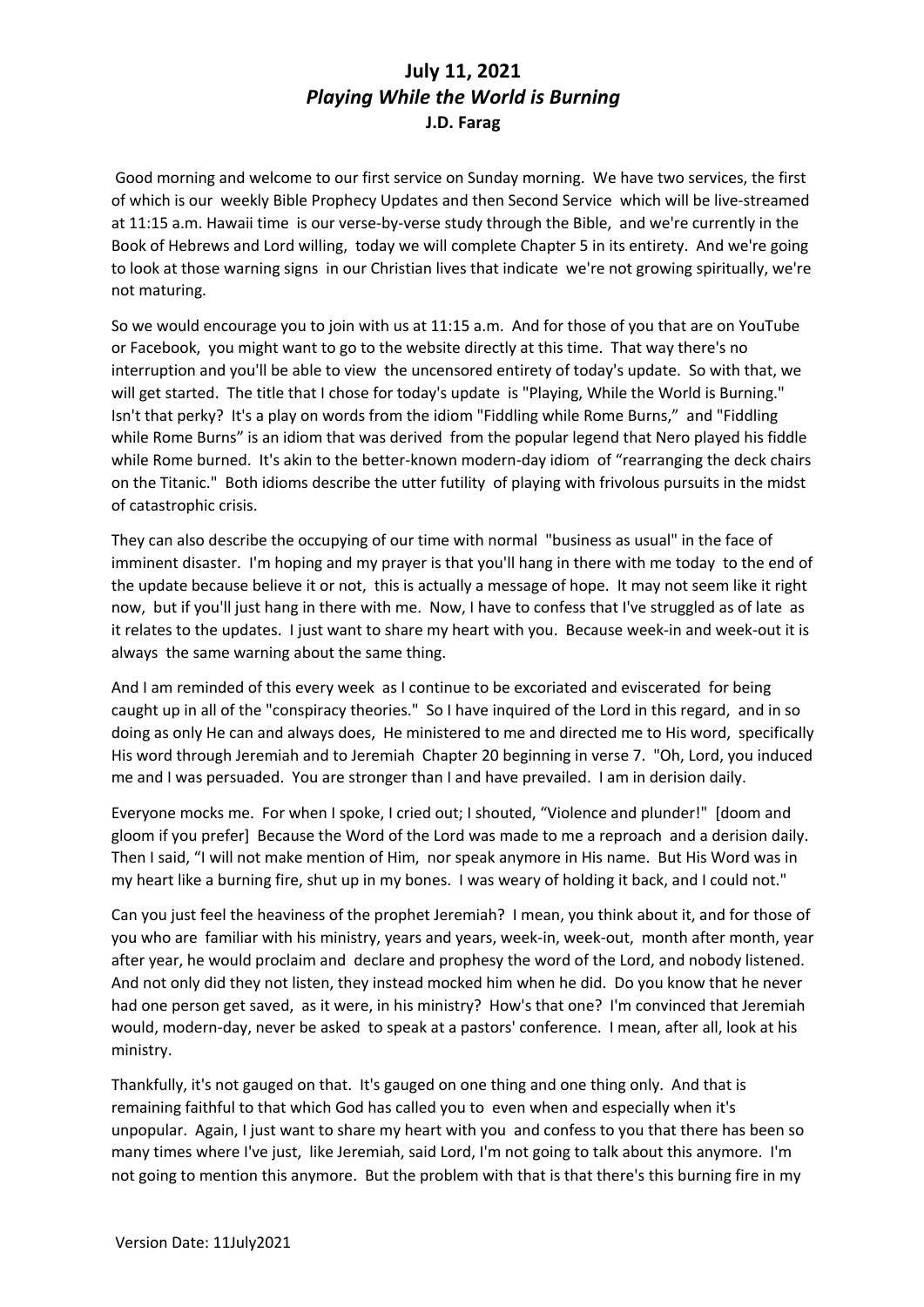# July 11, 2021
## *Playing While the World is Burning*
**J.D. Farag**

Good morning and welcome to our first service on Sunday morning. We have two services, the first of which is our weekly Bible Prophecy Updates and then Second Service which will be live-streamed at 11:15 a.m. Hawaii time is our verse-by-verse study through the Bible, and we're currently in the Book of Hebrews and Lord willing, today we will complete Chapter 5 in its entirety. And we're going to look at those warning signs in our Christian lives that indicate we're not growing spiritually, we're not maturing.

So we would encourage you to join with us at 11:15 a.m. And for those of you that are on YouTube or Facebook, you might want to go to the website directly at this time. That way there's no interruption and you'll be able to view the uncensored entirety of today's update. So with that, we will get started. The title that I chose for today's update is "Playing, While the World is Burning." Isn't that perky? It's a play on words from the idiom "Fiddling while Rome Burns," and "Fiddling while Rome Burns" is an idiom that was derived from the popular legend that Nero played his fiddle while Rome burned. It's akin to the better-known modern-day idiom of "rearranging the deck chairs on the Titanic." Both idioms describe the utter futility of playing with frivolous pursuits in the midst of catastrophic crisis.

They can also describe the occupying of our time with normal "business as usual" in the face of imminent disaster. I'm hoping and my prayer is that you'll hang in there with me today to the end of the update because believe it or not, this is actually a message of hope. It may not seem like it right now, but if you'll just hang in there with me. Now, I have to confess that I've struggled as of late as it relates to the updates. I just want to share my heart with you. Because week-in and week-out it is always the same warning about the same thing.

And I am reminded of this every week as I continue to be excoriated and eviscerated for being caught up in all of the "conspiracy theories." So I have inquired of the Lord in this regard, and in so doing as only He can and always does, He ministered to me and directed me to His word, specifically His word through Jeremiah and to Jeremiah Chapter 20 beginning in verse 7. "Oh, Lord, you induced me and I was persuaded. You are stronger than I and have prevailed. I am in derision daily.

Everyone mocks me. For when I spoke, I cried out; I shouted, "Violence and plunder!" [doom and gloom if you prefer] Because the Word of the Lord was made to me a reproach and a derision daily. Then I said, "I will not make mention of Him, nor speak anymore in His name. But His Word was in my heart like a burning fire, shut up in my bones. I was weary of holding it back, and I could not."

Can you just feel the heaviness of the prophet Jeremiah? I mean, you think about it, and for those of you who are familiar with his ministry, years and years, week-in, week-out, month after month, year after year, he would proclaim and declare and prophesy the word of the Lord, and nobody listened. And not only did they not listen, they instead mocked him when he did. Do you know that he never had one person get saved, as it were, in his ministry? How's that one? I'm convinced that Jeremiah would, modern-day, never be asked to speak at a pastors' conference. I mean, after all, look at his ministry.

Thankfully, it's not gauged on that. It's gauged on one thing and one thing only. And that is remaining faithful to that which God has called you to even when and especially when it's unpopular. Again, I just want to share my heart with you and confess to you that there has been so many times where I've just, like Jeremiah, said Lord, I'm not going to talk about this anymore. I'm not going to mention this anymore. But the problem with that is that there's this burning fire in my

Version Date: 11July2021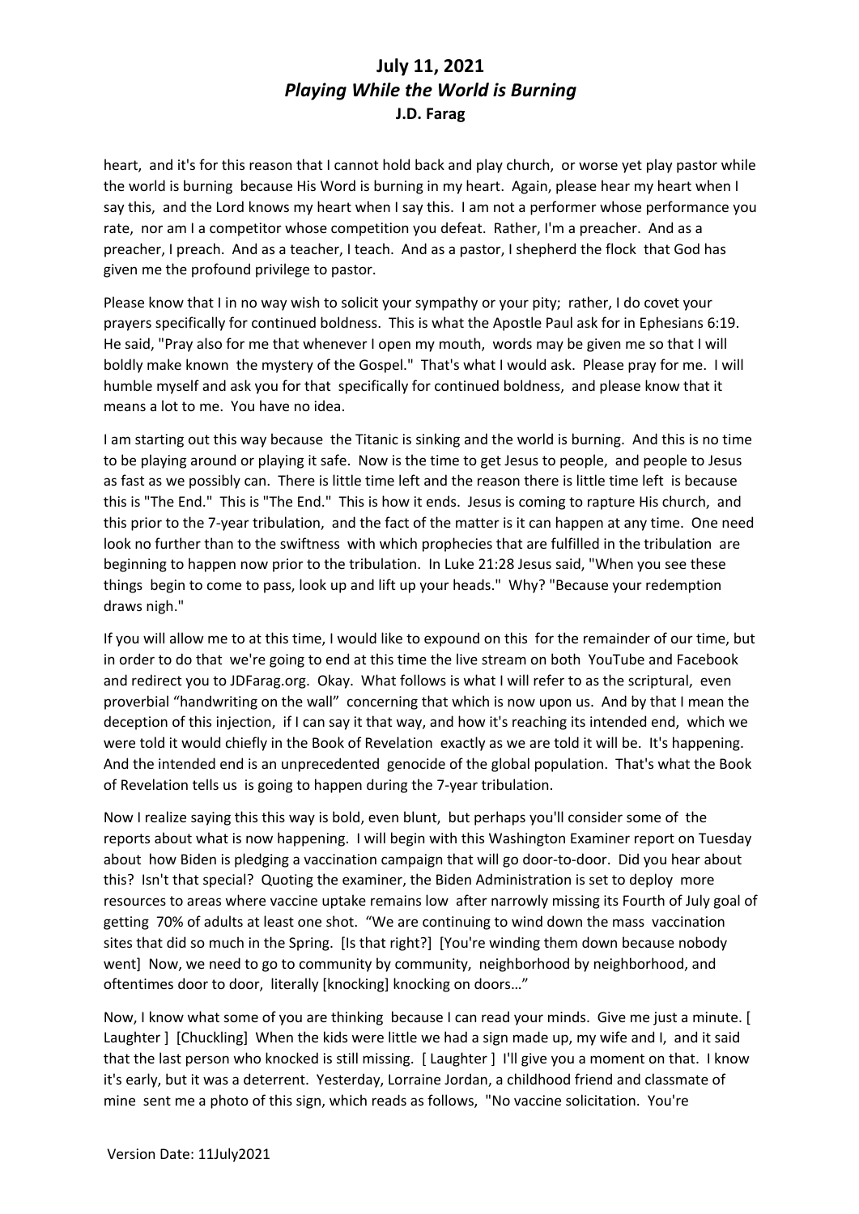heart, and it's for this reason that I cannot hold back and play church, or worse yet play pastor while the world is burning because His Word is burning in my heart. Again, please hear my heart when I say this, and the Lord knows my heart when I say this. I am not a performer whose performance you rate, nor am I a competitor whose competition you defeat. Rather, I'm a preacher. And as a preacher, I preach. And as a teacher, I teach. And as a pastor, I shepherd the flock that God has given me the profound privilege to pastor.

Please know that I in no way wish to solicit your sympathy or your pity; rather, I do covet your prayers specifically for continued boldness. This is what the Apostle Paul ask for in Ephesians 6:19. He said, "Pray also for me that whenever I open my mouth, words may be given me so that I will boldly make known the mystery of the Gospel." That's what I would ask. Please pray for me. I will humble myself and ask you for that specifically for continued boldness, and please know that it means a lot to me. You have no idea.

I am starting out this way because the Titanic is sinking and the world is burning. And this is no time to be playing around or playing it safe. Now is the time to get Jesus to people, and people to Jesus as fast as we possibly can. There is little time left and the reason there is little time left is because this is "The End." This is "The End." This is how it ends. Jesus is coming to rapture His church, and this prior to the 7-year tribulation, and the fact of the matter is it can happen at any time. One need look no further than to the swiftness with which prophecies that are fulfilled in the tribulation are beginning to happen now prior to the tribulation. In Luke 21:28 Jesus said, "When you see these things begin to come to pass, look up and lift up your heads." Why? "Because your redemption draws nigh."

If you will allow me to at this time, I would like to expound on this for the remainder of our time, but in order to do that we're going to end at this time the live stream on both YouTube and Facebook and redirect you to JDFarag.org. Okay. What follows is what I will refer to as the scriptural, even proverbial "handwriting on the wall" concerning that which is now upon us. And by that I mean the deception of this injection, if I can say it that way, and how it's reaching its intended end, which we were told it would chiefly in the Book of Revelation exactly as we are told it will be. It's happening. And the intended end is an unprecedented genocide of the global population. That's what the Book of Revelation tells us is going to happen during the 7-year tribulation.

Now I realize saying this this way is bold, even blunt, but perhaps you'll consider some of the reports about what is now happening. I will begin with this Washington Examiner report on Tuesday about how Biden is pledging a vaccination campaign that will go door-to-door. Did you hear about this? Isn't that special? Quoting the examiner, the Biden Administration is set to deploy more resources to areas where vaccine uptake remains low after narrowly missing its Fourth of July goal of getting 70% of adults at least one shot. "We are continuing to wind down the mass vaccination sites that did so much in the Spring. [Is that right?] [You're winding them down because nobody went] Now, we need to go to community by community, neighborhood by neighborhood, and oftentimes door to door, literally [knocking] knocking on doors…"

Now, I know what some of you are thinking because I can read your minds. Give me just a minute. [ Laughter ] [Chuckling] When the kids were little we had a sign made up, my wife and I, and it said that the last person who knocked is still missing. [ Laughter ] I'll give you a moment on that. I know it's early, but it was a deterrent. Yesterday, Lorraine Jordan, a childhood friend and classmate of mine sent me a photo of this sign, which reads as follows, "No vaccine solicitation. You're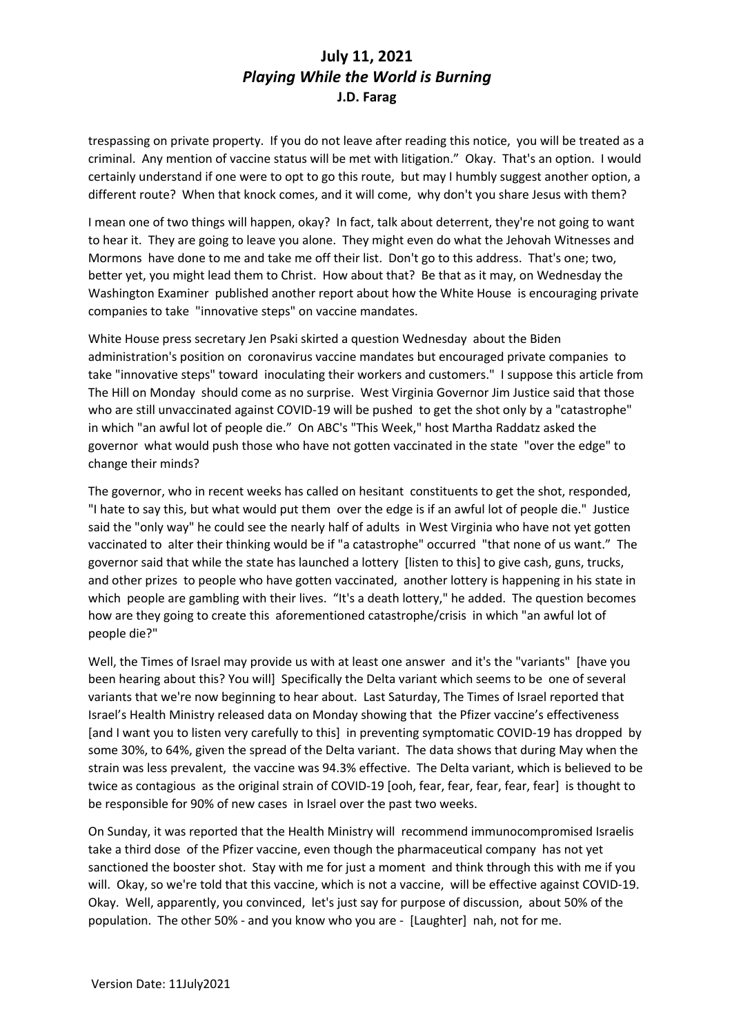trespassing on private property. If you do not leave after reading this notice, you will be treated as a criminal. Any mention of vaccine status will be met with litigation." Okay. That's an option. I would certainly understand if one were to opt to go this route, but may I humbly suggest another option, a different route? When that knock comes, and it will come, why don't you share Jesus with them?

I mean one of two things will happen, okay? In fact, talk about deterrent, they're not going to want to hear it. They are going to leave you alone. They might even do what the Jehovah Witnesses and Mormons have done to me and take me off their list. Don't go to this address. That's one; two, better yet, you might lead them to Christ. How about that? Be that as it may, on Wednesday the Washington Examiner published another report about how the White House is encouraging private companies to take "innovative steps" on vaccine mandates.

White House press secretary Jen Psaki skirted a question Wednesday about the Biden administration's position on coronavirus vaccine mandates but encouraged private companies to take "innovative steps" toward inoculating their workers and customers." I suppose this article from The Hill on Monday should come as no surprise. West Virginia Governor Jim Justice said that those who are still unvaccinated against COVID-19 will be pushed to get the shot only by a "catastrophe" in which "an awful lot of people die." On ABC's "This Week," host Martha Raddatz asked the governor what would push those who have not gotten vaccinated in the state "over the edge" to change their minds?

The governor, who in recent weeks has called on hesitant constituents to get the shot, responded, "I hate to say this, but what would put them over the edge is if an awful lot of people die." Justice said the "only way" he could see the nearly half of adults in West Virginia who have not yet gotten vaccinated to alter their thinking would be if "a catastrophe" occurred "that none of us want." The governor said that while the state has launched a lottery [listen to this] to give cash, guns, trucks, and other prizes to people who have gotten vaccinated, another lottery is happening in his state in which people are gambling with their lives. "It's a death lottery," he added. The question becomes how are they going to create this aforementioned catastrophe/crisis in which "an awful lot of people die?"

Well, the Times of Israel may provide us with at least one answer and it's the "variants" [have you been hearing about this? You will] Specifically the Delta variant which seems to be one of several variants that we're now beginning to hear about. Last Saturday, The Times of Israel reported that Israel's Health Ministry released data on Monday showing that the Pfizer vaccine's effectiveness [and I want you to listen very carefully to this] in preventing symptomatic COVID-19 has dropped by some 30%, to 64%, given the spread of the Delta variant. The data shows that during May when the strain was less prevalent, the vaccine was 94.3% effective. The Delta variant, which is believed to be twice as contagious as the original strain of COVID-19 [ooh, fear, fear, fear, fear, fear] is thought to be responsible for 90% of new cases in Israel over the past two weeks.

On Sunday, it was reported that the Health Ministry will recommend immunocompromised Israelis take a third dose of the Pfizer vaccine, even though the pharmaceutical company has not yet sanctioned the booster shot. Stay with me for just a moment and think through this with me if you will. Okay, so we're told that this vaccine, which is not a vaccine, will be effective against COVID-19. Okay. Well, apparently, you convinced, let's just say for purpose of discussion, about 50% of the population. The other 50% - and you know who you are - [Laughter] nah, not for me.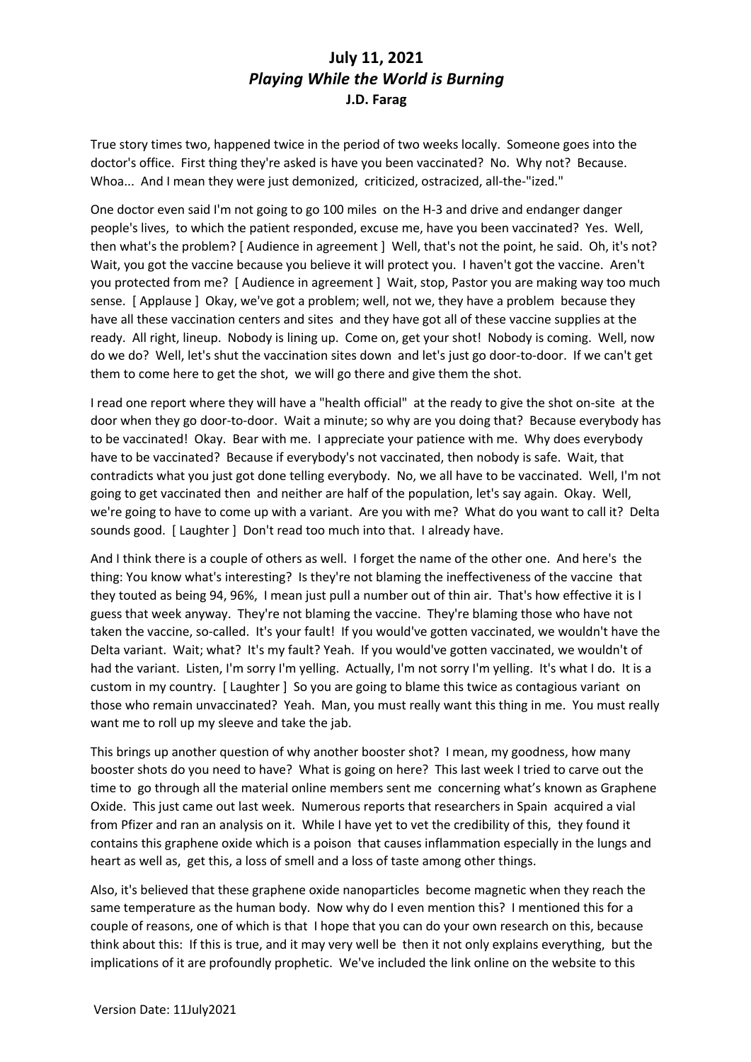# July 11, 2021
## *Playing While the World is Burning*
**J.D. Farag**

True story times two, happened twice in the period of two weeks locally. Someone goes into the doctor's office. First thing they're asked is have you been vaccinated? No. Why not? Because. Whoa... And I mean they were just demonized, criticized, ostracized, all-the-"ized."

One doctor even said I'm not going to go 100 miles on the H-3 and drive and endanger danger people's lives, to which the patient responded, excuse me, have you been vaccinated? Yes. Well, then what's the problem? [ Audience in agreement ] Well, that's not the point, he said. Oh, it's not? Wait, you got the vaccine because you believe it will protect you. I haven't got the vaccine. Aren't you protected from me? [ Audience in agreement ] Wait, stop, Pastor you are making way too much sense. [ Applause ] Okay, we've got a problem; well, not we, they have a problem because they have all these vaccination centers and sites and they have got all of these vaccine supplies at the ready. All right, lineup. Nobody is lining up. Come on, get your shot! Nobody is coming. Well, now do we do? Well, let's shut the vaccination sites down and let's just go door-to-door. If we can't get them to come here to get the shot, we will go there and give them the shot.

I read one report where they will have a "health official" at the ready to give the shot on-site at the door when they go door-to-door. Wait a minute; so why are you doing that? Because everybody has to be vaccinated! Okay. Bear with me. I appreciate your patience with me. Why does everybody have to be vaccinated? Because if everybody's not vaccinated, then nobody is safe. Wait, that contradicts what you just got done telling everybody. No, we all have to be vaccinated. Well, I'm not going to get vaccinated then and neither are half of the population, let's say again. Okay. Well, we're going to have to come up with a variant. Are you with me? What do you want to call it? Delta sounds good. [ Laughter ] Don't read too much into that. I already have.

And I think there is a couple of others as well. I forget the name of the other one. And here's the thing: You know what's interesting? Is they're not blaming the ineffectiveness of the vaccine that they touted as being 94, 96%, I mean just pull a number out of thin air. That's how effective it is I guess that week anyway. They're not blaming the vaccine. They're blaming those who have not taken the vaccine, so-called. It's your fault! If you would've gotten vaccinated, we wouldn't have the Delta variant. Wait; what? It's my fault? Yeah. If you would've gotten vaccinated, we wouldn't of had the variant. Listen, I'm sorry I'm yelling. Actually, I'm not sorry I'm yelling. It's what I do. It is a custom in my country. [ Laughter ] So you are going to blame this twice as contagious variant on those who remain unvaccinated? Yeah. Man, you must really want this thing in me. You must really want me to roll up my sleeve and take the jab.

This brings up another question of why another booster shot? I mean, my goodness, how many booster shots do you need to have? What is going on here? This last week I tried to carve out the time to go through all the material online members sent me concerning what's known as Graphene Oxide. This just came out last week. Numerous reports that researchers in Spain acquired a vial from Pfizer and ran an analysis on it. While I have yet to vet the credibility of this, they found it contains this graphene oxide which is a poison that causes inflammation especially in the lungs and heart as well as, get this, a loss of smell and a loss of taste among other things.

Also, it's believed that these graphene oxide nanoparticles become magnetic when they reach the same temperature as the human body. Now why do I even mention this? I mentioned this for a couple of reasons, one of which is that I hope that you can do your own research on this, because think about this: If this is true, and it may very well be then it not only explains everything, but the implications of it are profoundly prophetic. We've included the link online on the website to this

Version Date: 11July2021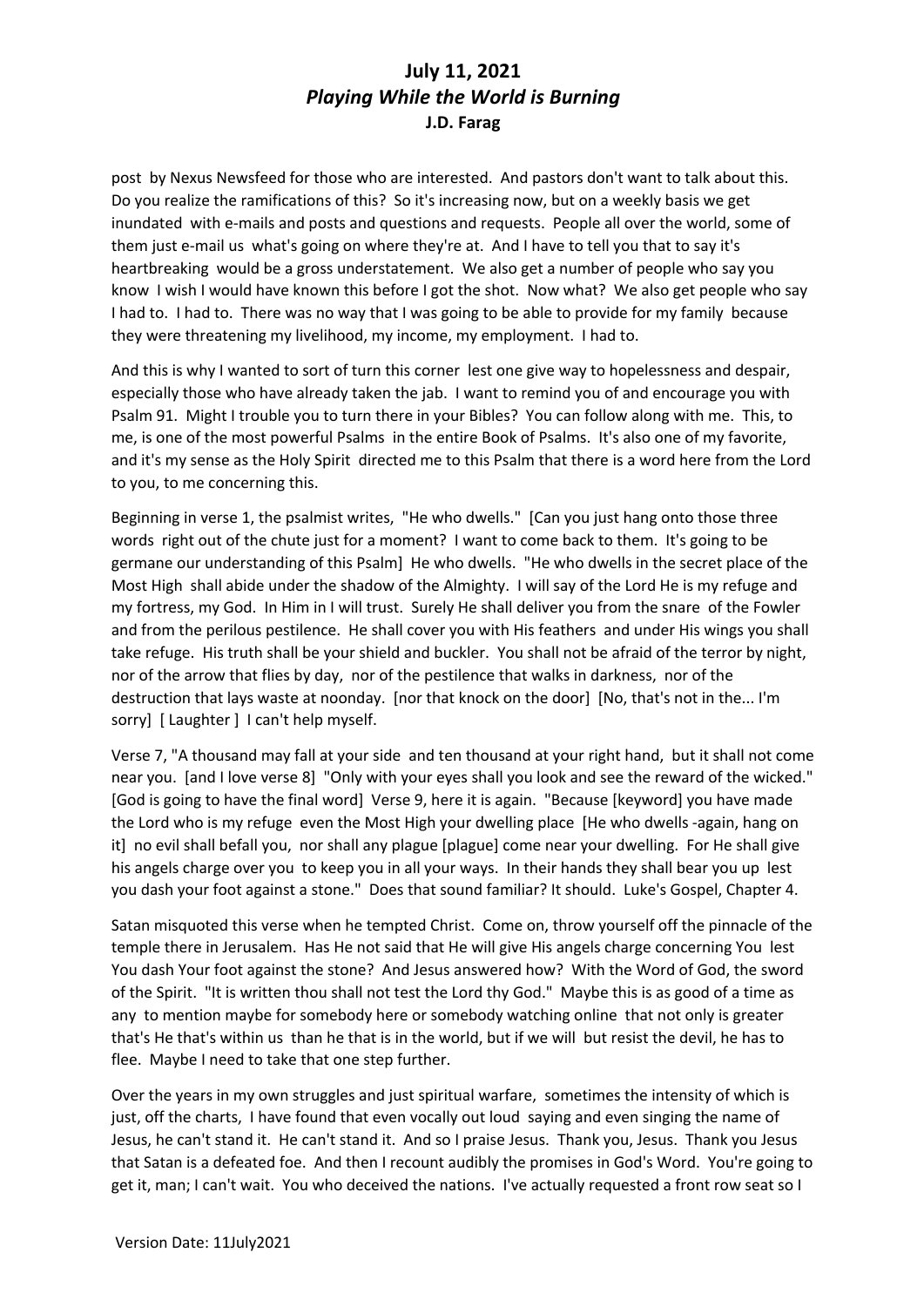post by Nexus Newsfeed for those who are interested. And pastors don't want to talk about this. Do you realize the ramifications of this? So it's increasing now, but on a weekly basis we get inundated with e-mails and posts and questions and requests. People all over the world, some of them just e-mail us what's going on where they're at. And I have to tell you that to say it's heartbreaking would be a gross understatement. We also get a number of people who say you know I wish I would have known this before I got the shot. Now what? We also get people who say I had to. I had to. There was no way that I was going to be able to provide for my family because they were threatening my livelihood, my income, my employment. I had to.

And this is why I wanted to sort of turn this corner lest one give way to hopelessness and despair, especially those who have already taken the jab. I want to remind you of and encourage you with Psalm 91. Might I trouble you to turn there in your Bibles? You can follow along with me. This, to me, is one of the most powerful Psalms in the entire Book of Psalms. It's also one of my favorite, and it's my sense as the Holy Spirit directed me to this Psalm that there is a word here from the Lord to you, to me concerning this.

Beginning in verse 1, the psalmist writes, "He who dwells." [Can you just hang onto those three words right out of the chute just for a moment? I want to come back to them. It's going to be germane our understanding of this Psalm] He who dwells. "He who dwells in the secret place of the Most High shall abide under the shadow of the Almighty. I will say of the Lord He is my refuge and my fortress, my God. In Him in I will trust. Surely He shall deliver you from the snare of the Fowler and from the perilous pestilence. He shall cover you with His feathers and under His wings you shall take refuge. His truth shall be your shield and buckler. You shall not be afraid of the terror by night, nor of the arrow that flies by day, nor of the pestilence that walks in darkness, nor of the destruction that lays waste at noonday. [nor that knock on the door] [No, that's not in the... I'm sorry] [ Laughter ] I can't help myself.

Verse 7, "A thousand may fall at your side and ten thousand at your right hand, but it shall not come near you. [and I love verse 8] "Only with your eyes shall you look and see the reward of the wicked." [God is going to have the final word] Verse 9, here it is again. "Because [keyword] you have made the Lord who is my refuge even the Most High your dwelling place [He who dwells -again, hang on it] no evil shall befall you, nor shall any plague [plague] come near your dwelling. For He shall give his angels charge over you to keep you in all your ways. In their hands they shall bear you up lest you dash your foot against a stone." Does that sound familiar? It should. Luke's Gospel, Chapter 4.

Satan misquoted this verse when he tempted Christ. Come on, throw yourself off the pinnacle of the temple there in Jerusalem. Has He not said that He will give His angels charge concerning You lest You dash Your foot against the stone? And Jesus answered how? With the Word of God, the sword of the Spirit. "It is written thou shall not test the Lord thy God." Maybe this is as good of a time as any to mention maybe for somebody here or somebody watching online that not only is greater that's He that's within us than he that is in the world, but if we will but resist the devil, he has to flee. Maybe I need to take that one step further.

Over the years in my own struggles and just spiritual warfare, sometimes the intensity of which is just, off the charts, I have found that even vocally out loud saying and even singing the name of Jesus, he can't stand it. He can't stand it. And so I praise Jesus. Thank you, Jesus. Thank you Jesus that Satan is a defeated foe. And then I recount audibly the promises in God's Word. You're going to get it, man; I can't wait. You who deceived the nations. I've actually requested a front row seat so I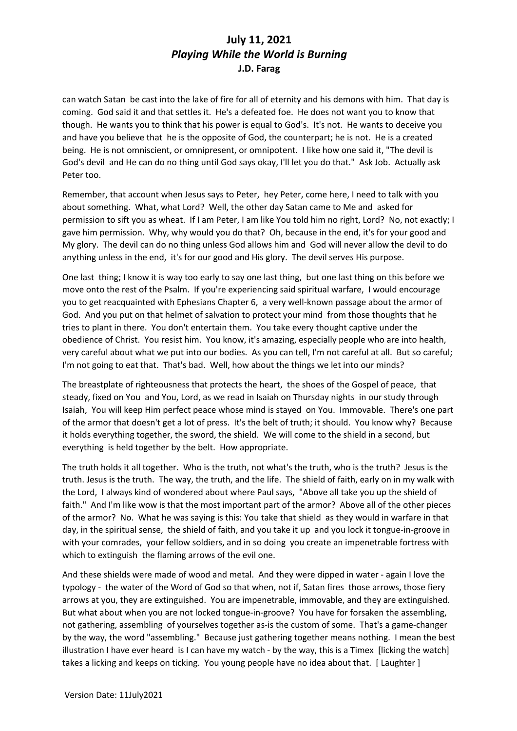can watch Satan be cast into the lake of fire for all of eternity and his demons with him. That day is coming. God said it and that settles it. He's a defeated foe. He does not want you to know that though. He wants you to think that his power is equal to God's. It's not. He wants to deceive you and have you believe that he is the opposite of God, the counterpart; he is not. He is a created being. He is not omniscient, or omnipresent, or omnipotent. I like how one said it, "The devil is God's devil and He can do no thing until God says okay, I'll let you do that." Ask Job. Actually ask Peter too.

Remember, that account when Jesus says to Peter, hey Peter, come here, I need to talk with you about something. What, what Lord? Well, the other day Satan came to Me and asked for permission to sift you as wheat. If I am Peter, I am like You told him no right, Lord? No, not exactly; I gave him permission. Why, why would you do that? Oh, because in the end, it's for your good and My glory. The devil can do no thing unless God allows him and God will never allow the devil to do anything unless in the end, it's for our good and His glory. The devil serves His purpose.

One last thing; I know it is way too early to say one last thing, but one last thing on this before we move onto the rest of the Psalm. If you're experiencing said spiritual warfare, I would encourage you to get reacquainted with Ephesians Chapter 6, a very well-known passage about the armor of God. And you put on that helmet of salvation to protect your mind from those thoughts that he tries to plant in there. You don't entertain them. You take every thought captive under the obedience of Christ. You resist him. You know, it's amazing, especially people who are into health, very careful about what we put into our bodies. As you can tell, I'm not careful at all. But so careful; I'm not going to eat that. That's bad. Well, how about the things we let into our minds?

The breastplate of righteousness that protects the heart, the shoes of the Gospel of peace, that steady, fixed on You and You, Lord, as we read in Isaiah on Thursday nights in our study through Isaiah, You will keep Him perfect peace whose mind is stayed on You. Immovable. There's one part of the armor that doesn't get a lot of press. It's the belt of truth; it should. You know why? Because it holds everything together, the sword, the shield. We will come to the shield in a second, but everything is held together by the belt. How appropriate.

The truth holds it all together. Who is the truth, not what's the truth, who is the truth? Jesus is the truth. Jesus is the truth. The way, the truth, and the life. The shield of faith, early on in my walk with the Lord, I always kind of wondered about where Paul says, "Above all take you up the shield of faith." And I'm like wow is that the most important part of the armor? Above all of the other pieces of the armor? No. What he was saying is this: You take that shield as they would in warfare in that day, in the spiritual sense, the shield of faith, and you take it up and you lock it tongue-in-groove in with your comrades, your fellow soldiers, and in so doing you create an impenetrable fortress with which to extinguish the flaming arrows of the evil one.

And these shields were made of wood and metal. And they were dipped in water - again I love the typology - the water of the Word of God so that when, not if, Satan fires those arrows, those fiery arrows at you, they are extinguished. You are impenetrable, immovable, and they are extinguished. But what about when you are not locked tongue-in-groove? You have for forsaken the assembling, not gathering, assembling of yourselves together as-is the custom of some. That's a game-changer by the way, the word "assembling." Because just gathering together means nothing. I mean the best illustration I have ever heard is I can have my watch - by the way, this is a Timex [licking the watch] takes a licking and keeps on ticking. You young people have no idea about that. [ Laughter ]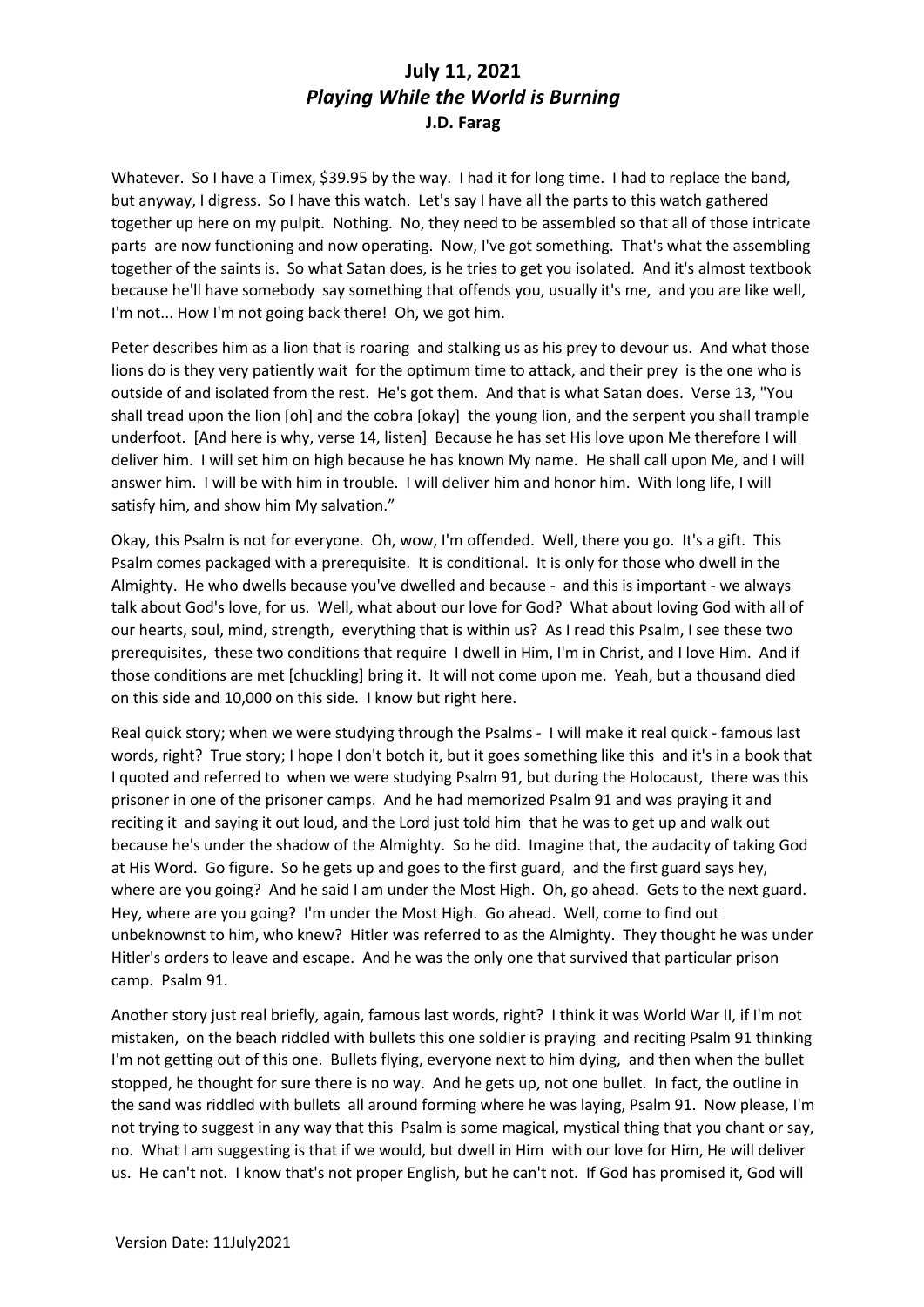**July 11, 2021**
***Playing While the World is Burning***
**J.D. Farag**

Whatever. So I have a Timex, $39.95 by the way. I had it for long time. I had to replace the band, but anyway, I digress. So I have this watch. Let's say I have all the parts to this watch gathered together up here on my pulpit. Nothing. No, they need to be assembled so that all of those intricate parts are now functioning and now operating. Now, I've got something. That's what the assembling together of the saints is. So what Satan does, is he tries to get you isolated. And it's almost textbook because he'll have somebody say something that offends you, usually it's me, and you are like well, I'm not... How I'm not going back there! Oh, we got him.

Peter describes him as a lion that is roaring and stalking us as his prey to devour us. And what those lions do is they very patiently wait for the optimum time to attack, and their prey is the one who is outside of and isolated from the rest. He's got them. And that is what Satan does. Verse 13, "You shall tread upon the lion [oh] and the cobra [okay] the young lion, and the serpent you shall trample underfoot. [And here is why, verse 14, listen] Because he has set His love upon Me therefore I will deliver him. I will set him on high because he has known My name. He shall call upon Me, and I will answer him. I will be with him in trouble. I will deliver him and honor him. With long life, I will satisfy him, and show him My salvation."

Okay, this Psalm is not for everyone. Oh, wow, I'm offended. Well, there you go. It's a gift. This Psalm comes packaged with a prerequisite. It is conditional. It is only for those who dwell in the Almighty. He who dwells because you've dwelled and because - and this is important - we always talk about God's love, for us. Well, what about our love for God? What about loving God with all of our hearts, soul, mind, strength, everything that is within us? As I read this Psalm, I see these two prerequisites, these two conditions that require I dwell in Him, I'm in Christ, and I love Him. And if those conditions are met [chuckling] bring it. It will not come upon me. Yeah, but a thousand died on this side and 10,000 on this side. I know but right here.

Real quick story; when we were studying through the Psalms - I will make it real quick - famous last words, right? True story; I hope I don't botch it, but it goes something like this and it's in a book that I quoted and referred to when we were studying Psalm 91, but during the Holocaust, there was this prisoner in one of the prisoner camps. And he had memorized Psalm 91 and was praying it and reciting it and saying it out loud, and the Lord just told him that he was to get up and walk out because he's under the shadow of the Almighty. So he did. Imagine that, the audacity of taking God at His Word. Go figure. So he gets up and goes to the first guard, and the first guard says hey, where are you going? And he said I am under the Most High. Oh, go ahead. Gets to the next guard. Hey, where are you going? I'm under the Most High. Go ahead. Well, come to find out unbeknownst to him, who knew? Hitler was referred to as the Almighty. They thought he was under Hitler's orders to leave and escape. And he was the only one that survived that particular prison camp. Psalm 91.

Another story just real briefly, again, famous last words, right? I think it was World War II, if I'm not mistaken, on the beach riddled with bullets this one soldier is praying and reciting Psalm 91 thinking I'm not getting out of this one. Bullets flying, everyone next to him dying, and then when the bullet stopped, he thought for sure there is no way. And he gets up, not one bullet. In fact, the outline in the sand was riddled with bullets all around forming where he was laying, Psalm 91. Now please, I'm not trying to suggest in any way that this Psalm is some magical, mystical thing that you chant or say, no. What I am suggesting is that if we would, but dwell in Him with our love for Him, He will deliver us. He can't not. I know that's not proper English, but he can't not. If God has promised it, God will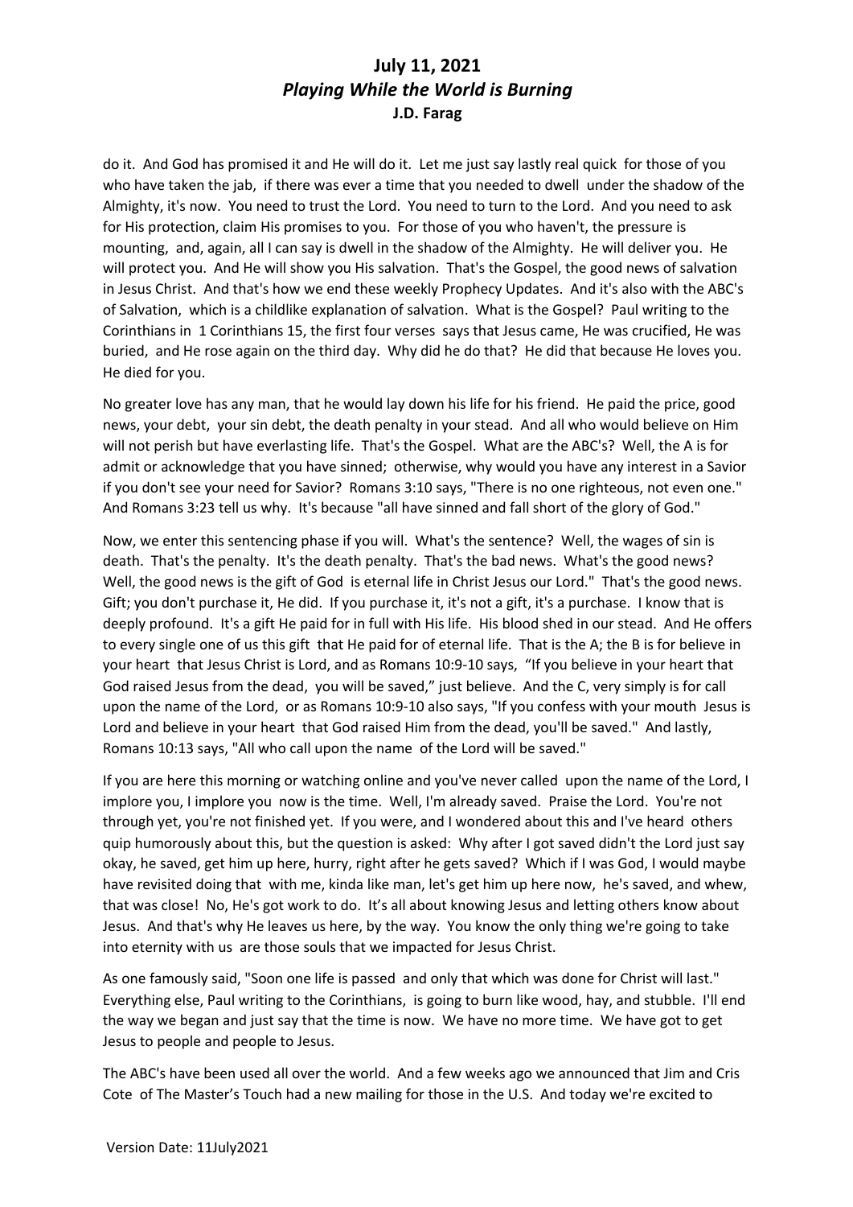do it. And God has promised it and He will do it. Let me just say lastly real quick for those of you who have taken the jab, if there was ever a time that you needed to dwell under the shadow of the Almighty, it's now. You need to trust the Lord. You need to turn to the Lord. And you need to ask for His protection, claim His promises to you. For those of you who haven't, the pressure is mounting, and, again, all I can say is dwell in the shadow of the Almighty. He will deliver you. He will protect you. And He will show you His salvation. That's the Gospel, the good news of salvation in Jesus Christ. And that's how we end these weekly Prophecy Updates. And it's also with the ABC's of Salvation, which is a childlike explanation of salvation. What is the Gospel? Paul writing to the Corinthians in 1 Corinthians 15, the first four verses says that Jesus came, He was crucified, He was buried, and He rose again on the third day. Why did he do that? He did that because He loves you. He died for you.

No greater love has any man, that he would lay down his life for his friend. He paid the price, good news, your debt, your sin debt, the death penalty in your stead. And all who would believe on Him will not perish but have everlasting life. That's the Gospel. What are the ABC's? Well, the A is for admit or acknowledge that you have sinned; otherwise, why would you have any interest in a Savior if you don't see your need for Savior? Romans 3:10 says, "There is no one righteous, not even one." And Romans 3:23 tell us why. It's because "all have sinned and fall short of the glory of God."

Now, we enter this sentencing phase if you will. What's the sentence? Well, the wages of sin is death. That's the penalty. It's the death penalty. That's the bad news. What's the good news? Well, the good news is the gift of God is eternal life in Christ Jesus our Lord." That's the good news. Gift; you don't purchase it, He did. If you purchase it, it's not a gift, it's a purchase. I know that is deeply profound. It's a gift He paid for in full with His life. His blood shed in our stead. And He offers to every single one of us this gift that He paid for of eternal life. That is the A; the B is for believe in your heart that Jesus Christ is Lord, and as Romans 10:9-10 says, "If you believe in your heart that God raised Jesus from the dead, you will be saved," just believe. And the C, very simply is for call upon the name of the Lord, or as Romans 10:9-10 also says, "If you confess with your mouth Jesus is Lord and believe in your heart that God raised Him from the dead, you'll be saved." And lastly, Romans 10:13 says, "All who call upon the name of the Lord will be saved."

If you are here this morning or watching online and you've never called upon the name of the Lord, I implore you, I implore you now is the time. Well, I'm already saved. Praise the Lord. You're not through yet, you're not finished yet. If you were, and I wondered about this and I've heard others quip humorously about this, but the question is asked: Why after I got saved didn't the Lord just say okay, he saved, get him up here, hurry, right after he gets saved? Which if I was God, I would maybe have revisited doing that with me, kinda like man, let's get him up here now, he's saved, and whew, that was close! No, He's got work to do. It's all about knowing Jesus and letting others know about Jesus. And that's why He leaves us here, by the way. You know the only thing we're going to take into eternity with us are those souls that we impacted for Jesus Christ.

As one famously said, "Soon one life is passed and only that which was done for Christ will last." Everything else, Paul writing to the Corinthians, is going to burn like wood, hay, and stubble. I'll end the way we began and just say that the time is now. We have no more time. We have got to get Jesus to people and people to Jesus.

The ABC's have been used all over the world. And a few weeks ago we announced that Jim and Cris Cote of The Master's Touch had a new mailing for those in the U.S. And today we're excited to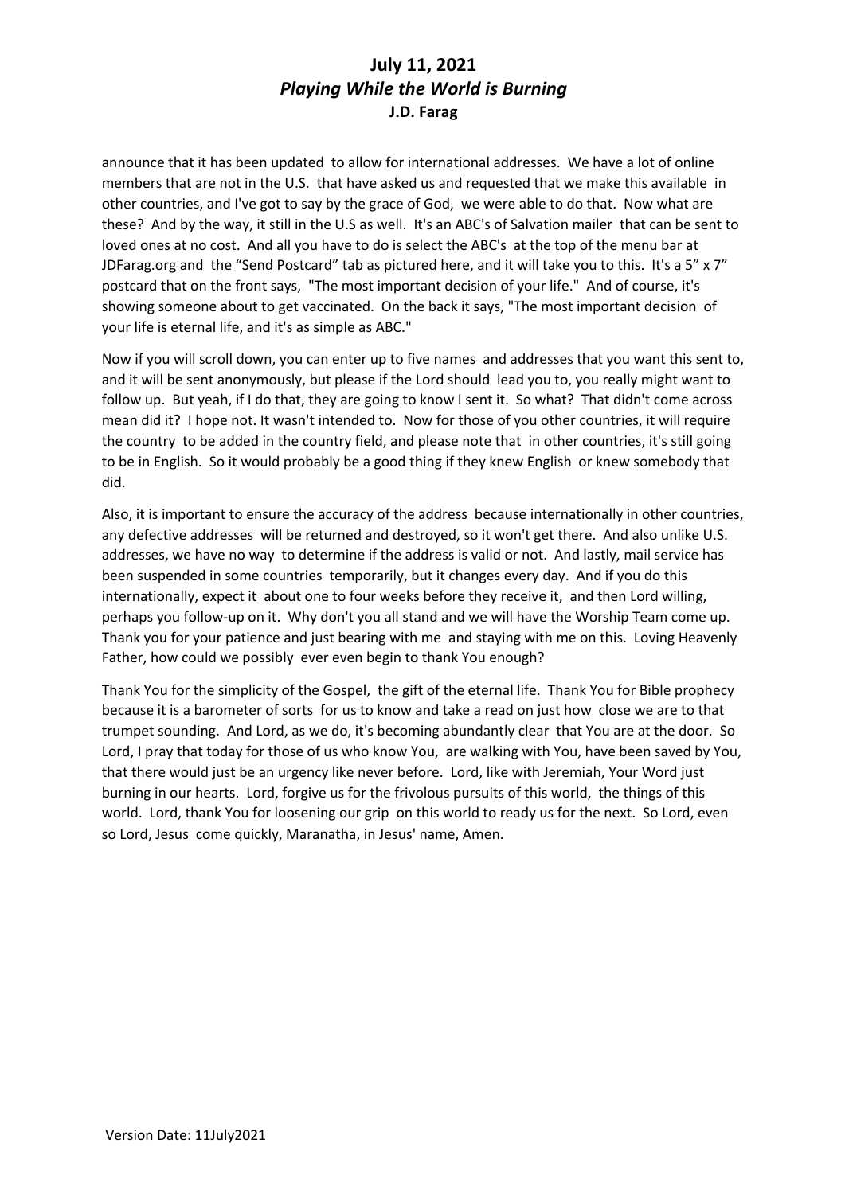announce that it has been updated to allow for international addresses. We have a lot of online members that are not in the U.S. that have asked us and requested that we make this available in other countries, and I've got to say by the grace of God, we were able to do that. Now what are these? And by the way, it still in the U.S as well. It's an ABC's of Salvation mailer that can be sent to loved ones at no cost. And all you have to do is select the ABC's at the top of the menu bar at JDFarag.org and the "Send Postcard" tab as pictured here, and it will take you to this. It's a 5" x 7" postcard that on the front says, "The most important decision of your life." And of course, it's showing someone about to get vaccinated. On the back it says, "The most important decision of your life is eternal life, and it's as simple as ABC."

Now if you will scroll down, you can enter up to five names and addresses that you want this sent to, and it will be sent anonymously, but please if the Lord should lead you to, you really might want to follow up. But yeah, if I do that, they are going to know I sent it. So what? That didn't come across mean did it? I hope not. It wasn't intended to. Now for those of you other countries, it will require the country to be added in the country field, and please note that in other countries, it's still going to be in English. So it would probably be a good thing if they knew English or knew somebody that did.

Also, it is important to ensure the accuracy of the address because internationally in other countries, any defective addresses will be returned and destroyed, so it won't get there. And also unlike U.S. addresses, we have no way to determine if the address is valid or not. And lastly, mail service has been suspended in some countries temporarily, but it changes every day. And if you do this internationally, expect it about one to four weeks before they receive it, and then Lord willing, perhaps you follow-up on it. Why don't you all stand and we will have the Worship Team come up. Thank you for your patience and just bearing with me and staying with me on this. Loving Heavenly Father, how could we possibly ever even begin to thank You enough?

Thank You for the simplicity of the Gospel, the gift of the eternal life. Thank You for Bible prophecy because it is a barometer of sorts for us to know and take a read on just how close we are to that trumpet sounding. And Lord, as we do, it's becoming abundantly clear that You are at the door. So Lord, I pray that today for those of us who know You, are walking with You, have been saved by You, that there would just be an urgency like never before. Lord, like with Jeremiah, Your Word just burning in our hearts. Lord, forgive us for the frivolous pursuits of this world, the things of this world. Lord, thank You for loosening our grip on this world to ready us for the next. So Lord, even so Lord, Jesus come quickly, Maranatha, in Jesus' name, Amen.